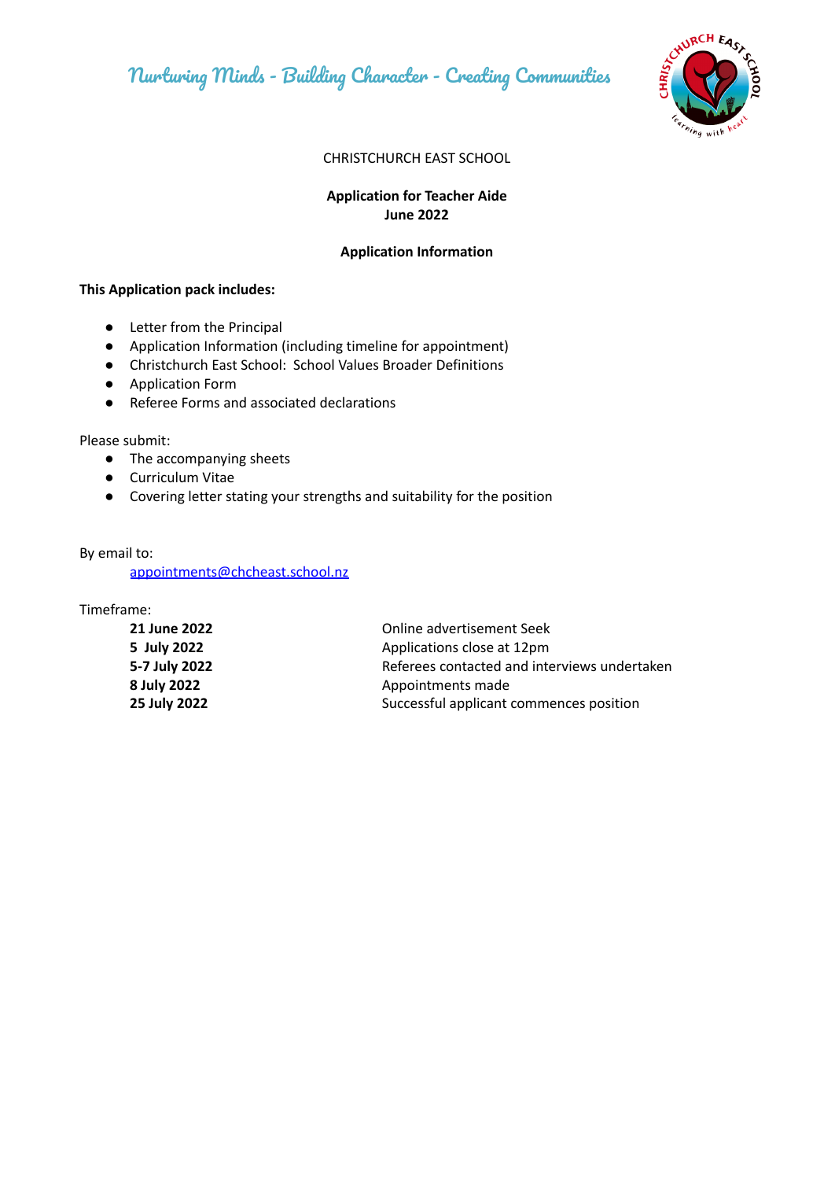Nurturing Minds - Building Character - Creating Communities

CHRISTCHURCH EAST SCHOOL

**Application for Teacher Aide**
**June 2022**

**Application Information**

**This Application pack includes:**

- Letter from the Principal
- Application Information (including timeline for appointment)
- Christchurch East School: School Values Broader Definitions
- Application Form
- Referee Forms and associated declarations

Please submit:

- The accompanying sheets
- Curriculum Vitae
- Covering letter stating your strengths and suitability for the position

By email to:

appointments@chcheast.school.nz

Timeframe:

| | |
|---|---|
| **21 June 2022** | Online advertisement Seek |
| **5 July 2022** | Applications close at 12pm |
| **5-7 July 2022** | Referees contacted and interviews undertaken |
| **8 July 2022** | Appointments made |
| **25 July 2022** | Successful applicant commences position |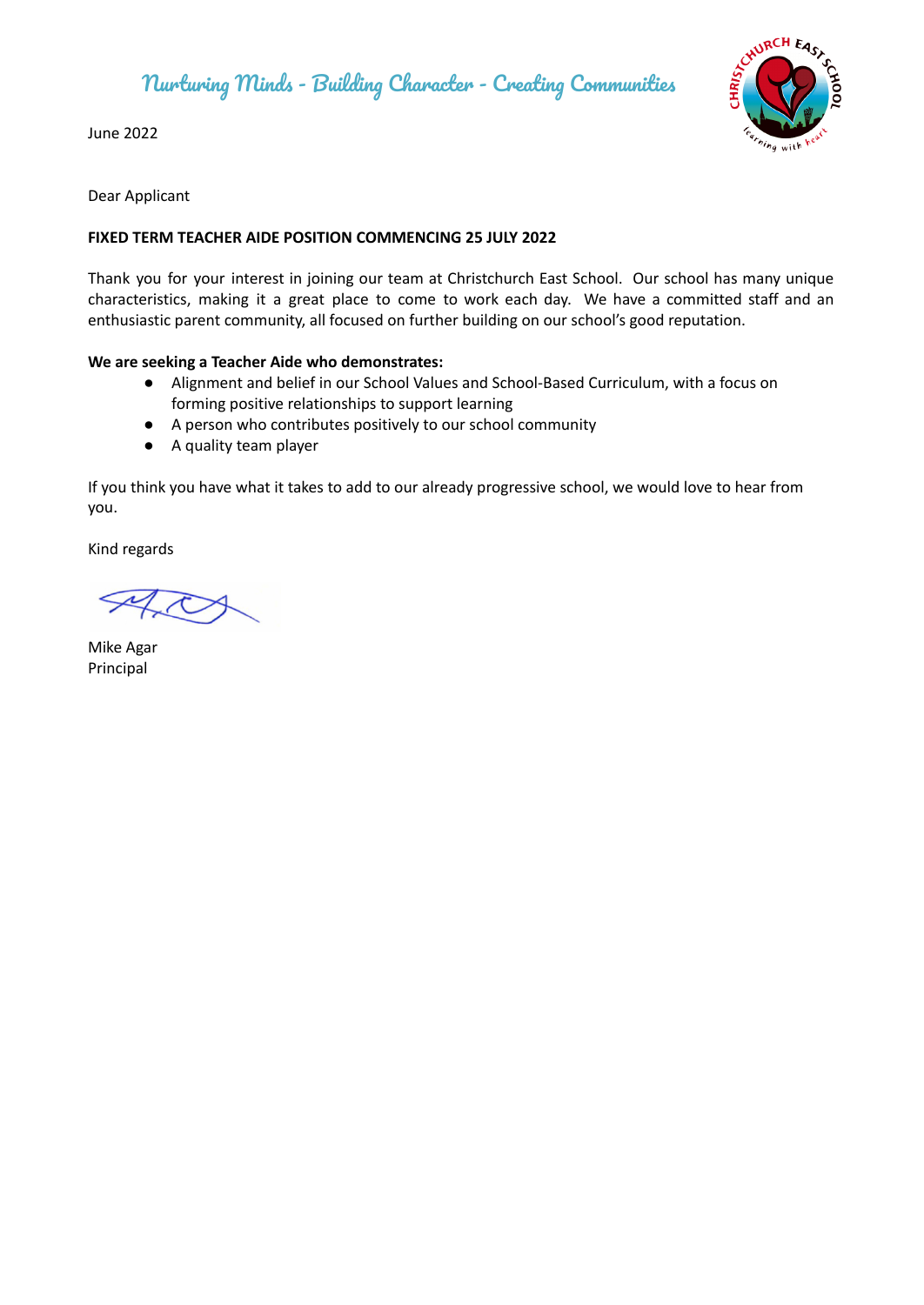Nurturing Minds - Building Character - Creating Communities

June 2022

Dear Applicant

**FIXED TERM TEACHER AIDE POSITION COMMENCING 25 JULY 2022**

Thank you for your interest in joining our team at Christchurch East School. Our school has many unique characteristics, making it a great place to come to work each day. We have a committed staff and an enthusiastic parent community, all focused on further building on our school's good reputation.

**We are seeking a Teacher Aide who demonstrates:**

- Alignment and belief in our School Values and School-Based Curriculum, with a focus on forming positive relationships to support learning
- A person who contributes positively to our school community
- A quality team player

If you think you have what it takes to add to our already progressive school, we would love to hear from you.

Kind regards

Mike Agar
Principal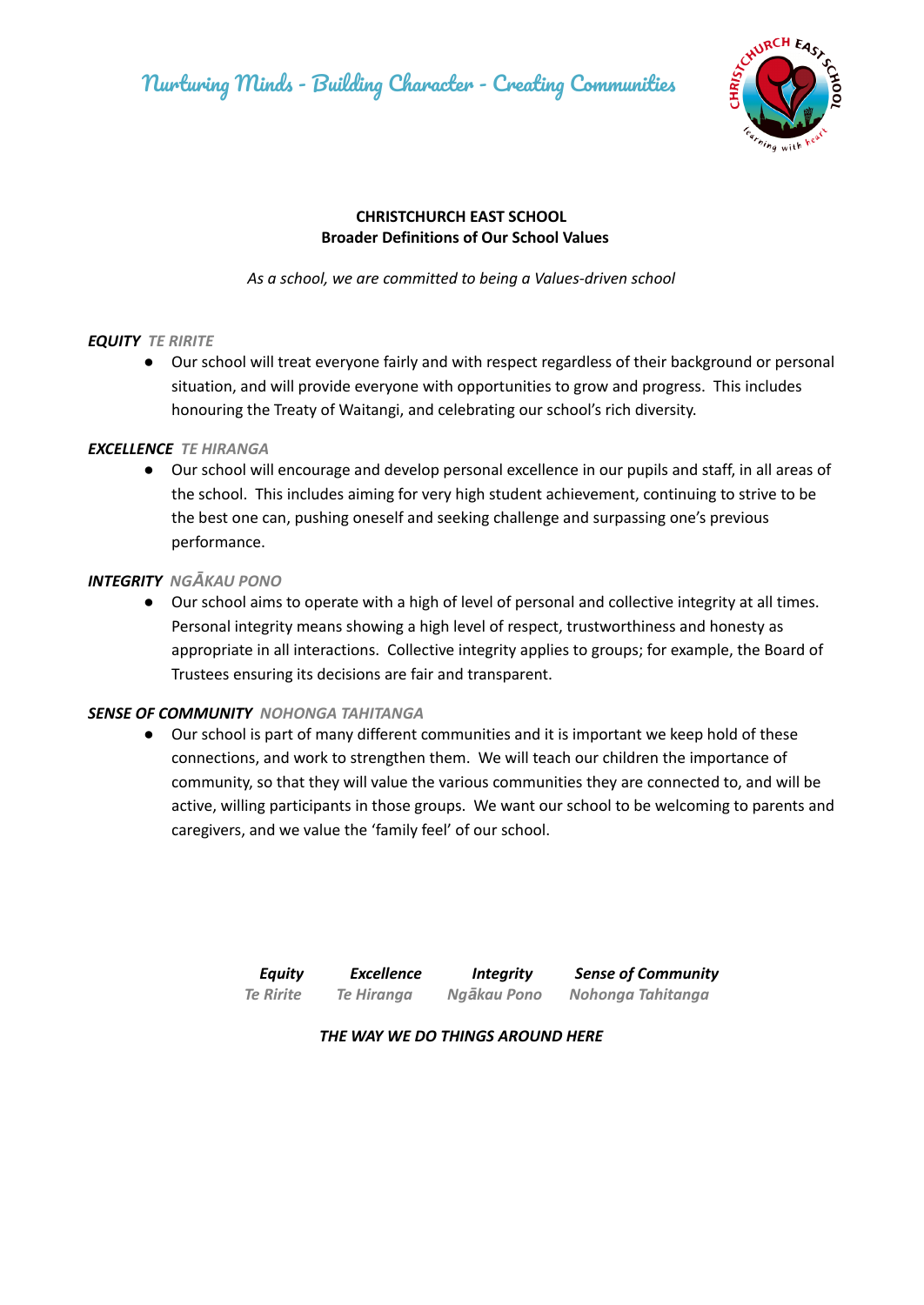Nurturing Minds - Building Character - Creating Communities

**CHRISTCHURCH EAST SCHOOL**
**Broader Definitions of Our School Values**

*As a school, we are committed to being a Values-driven school*

***EQUITY*** *TE RIRITE*

- Our school will treat everyone fairly and with respect regardless of their background or personal situation, and will provide everyone with opportunities to grow and progress. This includes honouring the Treaty of Waitangi, and celebrating our school's rich diversity.

***EXCELLENCE*** *TE HIRANGA*

- Our school will encourage and develop personal excellence in our pupils and staff, in all areas of the school. This includes aiming for very high student achievement, continuing to strive to be the best one can, pushing oneself and seeking challenge and surpassing one's previous performance.

***INTEGRITY*** *NGĀKAU PONO*

- Our school aims to operate with a high of level of personal and collective integrity at all times. Personal integrity means showing a high level of respect, trustworthiness and honesty as appropriate in all interactions. Collective integrity applies to groups; for example, the Board of Trustees ensuring its decisions are fair and transparent.

***SENSE OF COMMUNITY*** *NOHONGA TAHITANGA*

- Our school is part of many different communities and it is important we keep hold of these connections, and work to strengthen them. We will teach our children the importance of community, so that they will value the various communities they are connected to, and will be active, willing participants in those groups. We want our school to be welcoming to parents and caregivers, and we value the 'family feel' of our school.

| ***Equity*** | ***Excellence*** | ***Integrity*** | ***Sense of Community*** |
|---|---|---|---|
| *Te Ririte* | *Te Hiranga* | *Ngākau Pono* | *Nohonga Tahitanga* |

***THE WAY WE DO THINGS AROUND HERE***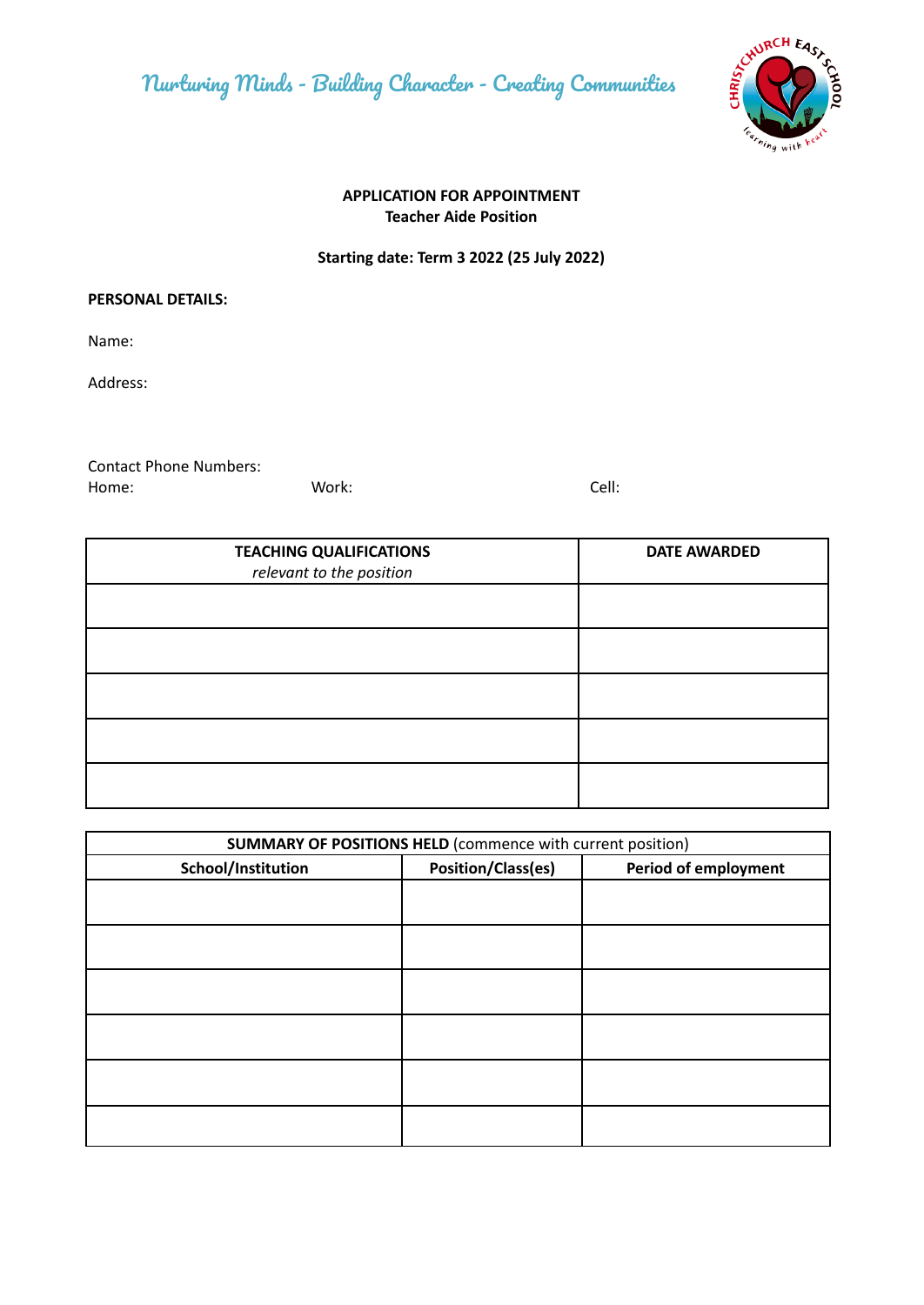Nurturing Minds - Building Character - Creating Communities

**APPLICATION FOR APPOINTMENT**
**Teacher Aide Position**

**Starting date: Term 3 2022 (25 July 2022)**

**PERSONAL DETAILS:**

Name:

Address:

Contact Phone Numbers:
Home: Work: Cell:

| **TEACHING QUALIFICATIONS** *relevant to the position* | **DATE AWARDED** |
|---|---|
| | |
| | |
| | |
| | |
| | |

| **SUMMARY OF POSITIONS HELD** (commence with current position) | | |
|---|---|---|
| **School/Institution** | **Position/Class(es)** | **Period of employment** |
| | | |
| | | |
| | | |
| | | |
| | | |
| | | |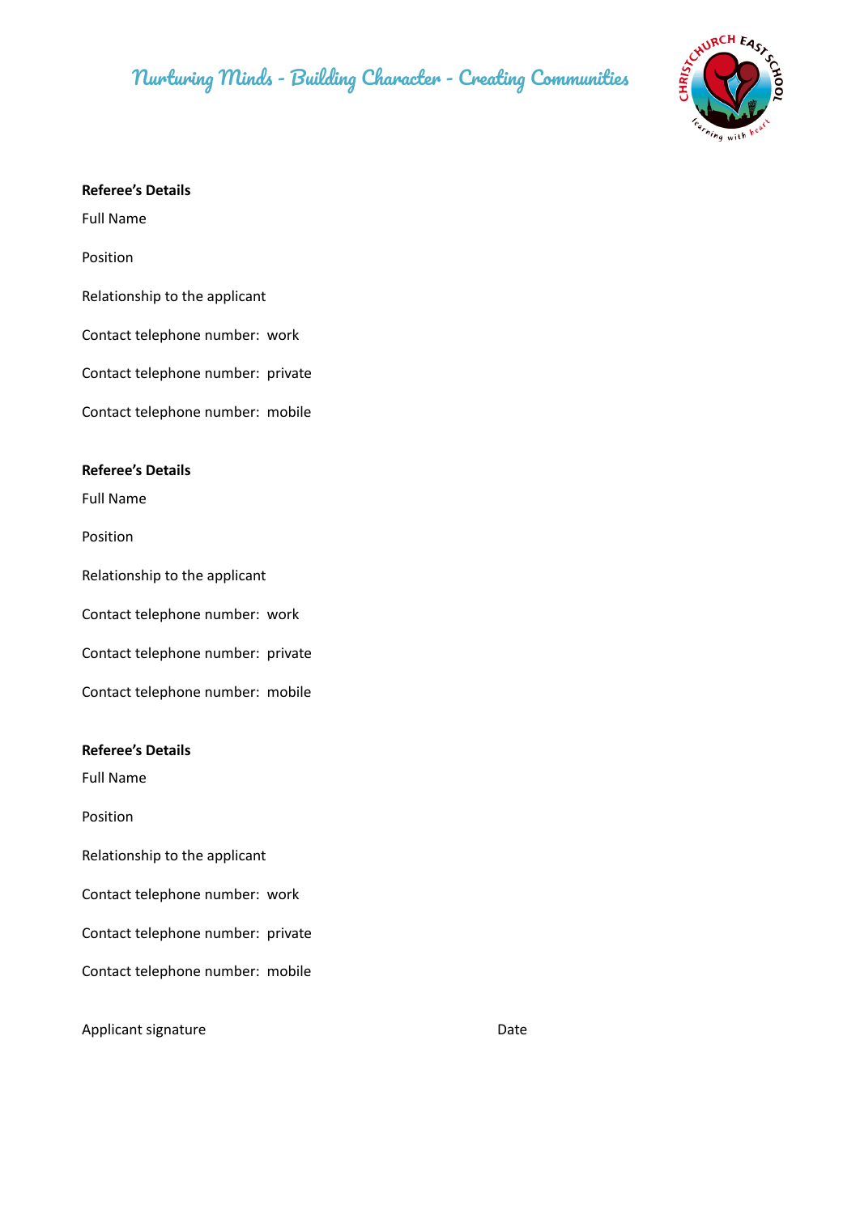**Referee's Details**

Full Name

Position

Relationship to the applicant

Contact telephone number: work

Contact telephone number: private

Contact telephone number: mobile

**Referee's Details**

Full Name

Position

Relationship to the applicant

Contact telephone number: work

Contact telephone number: private

Contact telephone number: mobile

**Referee's Details**

Full Name

Position

Relationship to the applicant

Contact telephone number: work

Contact telephone number: private

Contact telephone number: mobile

Applicant signature                                        Date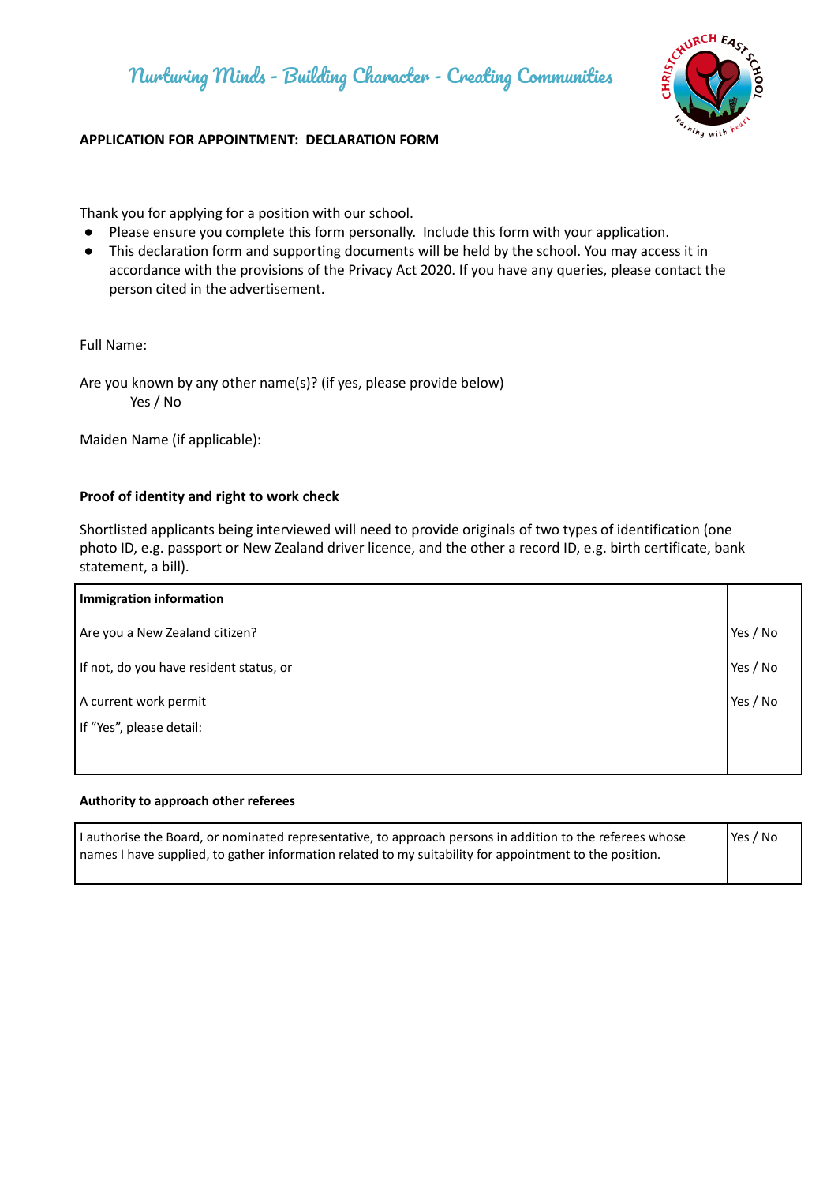Nurturing Minds - Building Character - Creating Communities

**APPLICATION FOR APPOINTMENT: DECLARATION FORM**

Thank you for applying for a position with our school.

- Please ensure you complete this form personally. Include this form with your application.
- This declaration form and supporting documents will be held by the school. You may access it in accordance with the provisions of the Privacy Act 2020. If you have any queries, please contact the person cited in the advertisement.

Full Name:

Are you known by any other name(s)? (if yes, please provide below)
Yes / No

Maiden Name (if applicable):

**Proof of identity and right to work check**

Shortlisted applicants being interviewed will need to provide originals of two types of identification (one photo ID, e.g. passport or New Zealand driver licence, and the other a record ID, e.g. birth certificate, bank statement, a bill).

| **Immigration information** | |
|---|---|
| Are you a New Zealand citizen? | Yes / No |
| If not, do you have resident status, or | Yes / No |
| A current work permit | Yes / No |
| If "Yes", please detail: | |

**Authority to approach other referees**

| I authorise the Board, or nominated representative, to approach persons in addition to the referees whose names I have supplied, to gather information related to my suitability for appointment to the position. | Yes / No |
|---|---|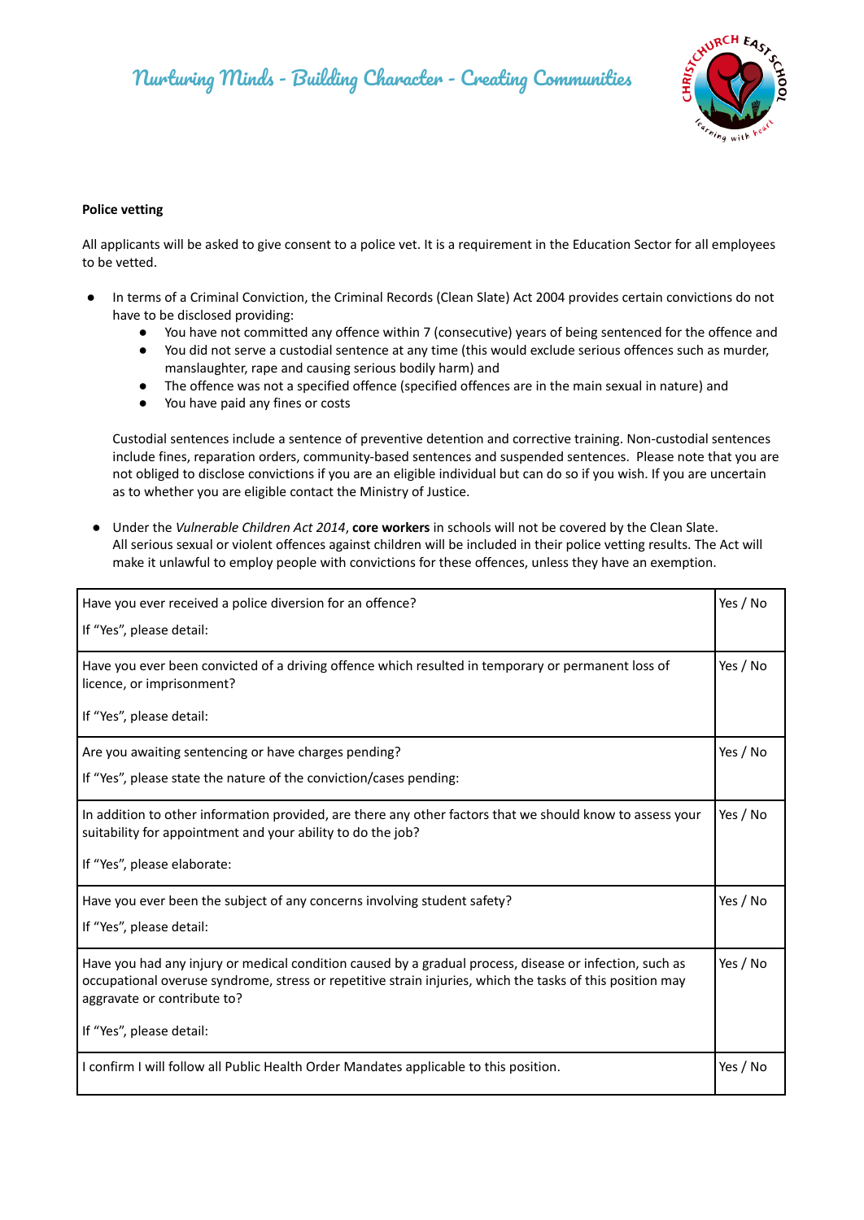**Police vetting**

All applicants will be asked to give consent to a police vet. It is a requirement in the Education Sector for all employees to be vetted.

- In terms of a Criminal Conviction, the Criminal Records (Clean Slate) Act 2004 provides certain convictions do not have to be disclosed providing:
    - You have not committed any offence within 7 (consecutive) years of being sentenced for the offence and
    - You did not serve a custodial sentence at any time (this would exclude serious offences such as murder, manslaughter, rape and causing serious bodily harm) and
    - The offence was not a specified offence (specified offences are in the main sexual in nature) and
    - You have paid any fines or costs

  Custodial sentences include a sentence of preventive detention and corrective training. Non-custodial sentences include fines, reparation orders, community-based sentences and suspended sentences. Please note that you are not obliged to disclose convictions if you are an eligible individual but can do so if you wish. If you are uncertain as to whether you are eligible contact the Ministry of Justice.

- Under the *Vulnerable Children Act 2014*, **core workers** in schools will not be covered by the Clean Slate. All serious sexual or violent offences against children will be included in their police vetting results. The Act will make it unlawful to employ people with convictions for these offences, unless they have an exemption.

| | |
|---|---|
| Have you ever received a police diversion for an offence?<br><br>If "Yes", please detail: | Yes / No |
| Have you ever been convicted of a driving offence which resulted in temporary or permanent loss of licence, or imprisonment?<br><br>If "Yes", please detail: | Yes / No |
| Are you awaiting sentencing or have charges pending?<br><br>If "Yes", please state the nature of the conviction/cases pending: | Yes / No |
| In addition to other information provided, are there any other factors that we should know to assess your suitability for appointment and your ability to do the job?<br><br>If "Yes", please elaborate: | Yes / No |
| Have you ever been the subject of any concerns involving student safety?<br><br>If "Yes", please detail: | Yes / No |
| Have you had any injury or medical condition caused by a gradual process, disease or infection, such as occupational overuse syndrome, stress or repetitive strain injuries, which the tasks of this position may aggravate or contribute to?<br><br>If "Yes", please detail: | Yes / No |
| I confirm I will follow all Public Health Order Mandates applicable to this position. | Yes / No |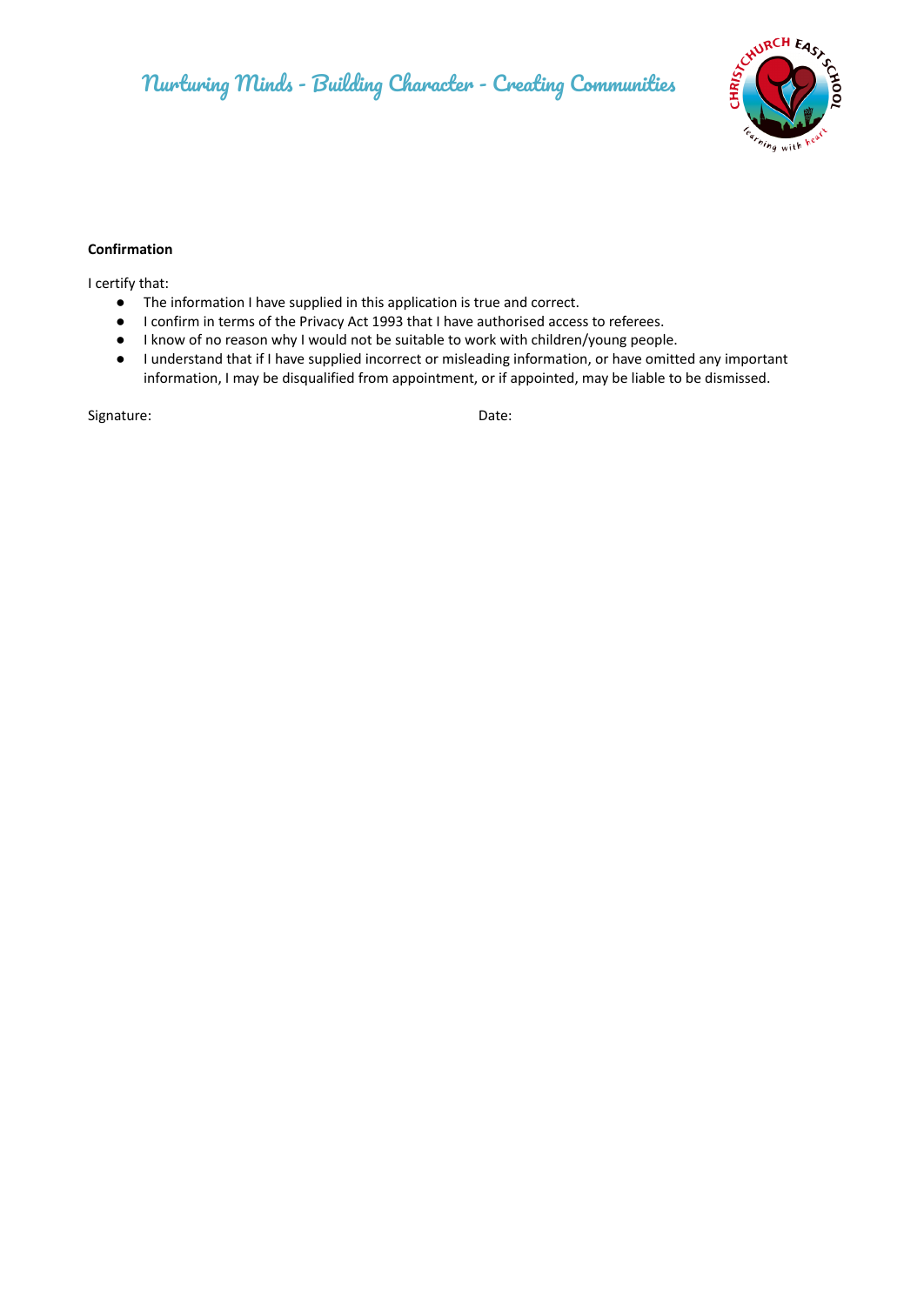**Confirmation**

I certify that:

- The information I have supplied in this application is true and correct.
- I confirm in terms of the Privacy Act 1993 that I have authorised access to referees.
- I know of no reason why I would not be suitable to work with children/young people.
- I understand that if I have supplied incorrect or misleading information, or have omitted any important information, I may be disqualified from appointment, or if appointed, may be liable to be dismissed.

Signature: Date: